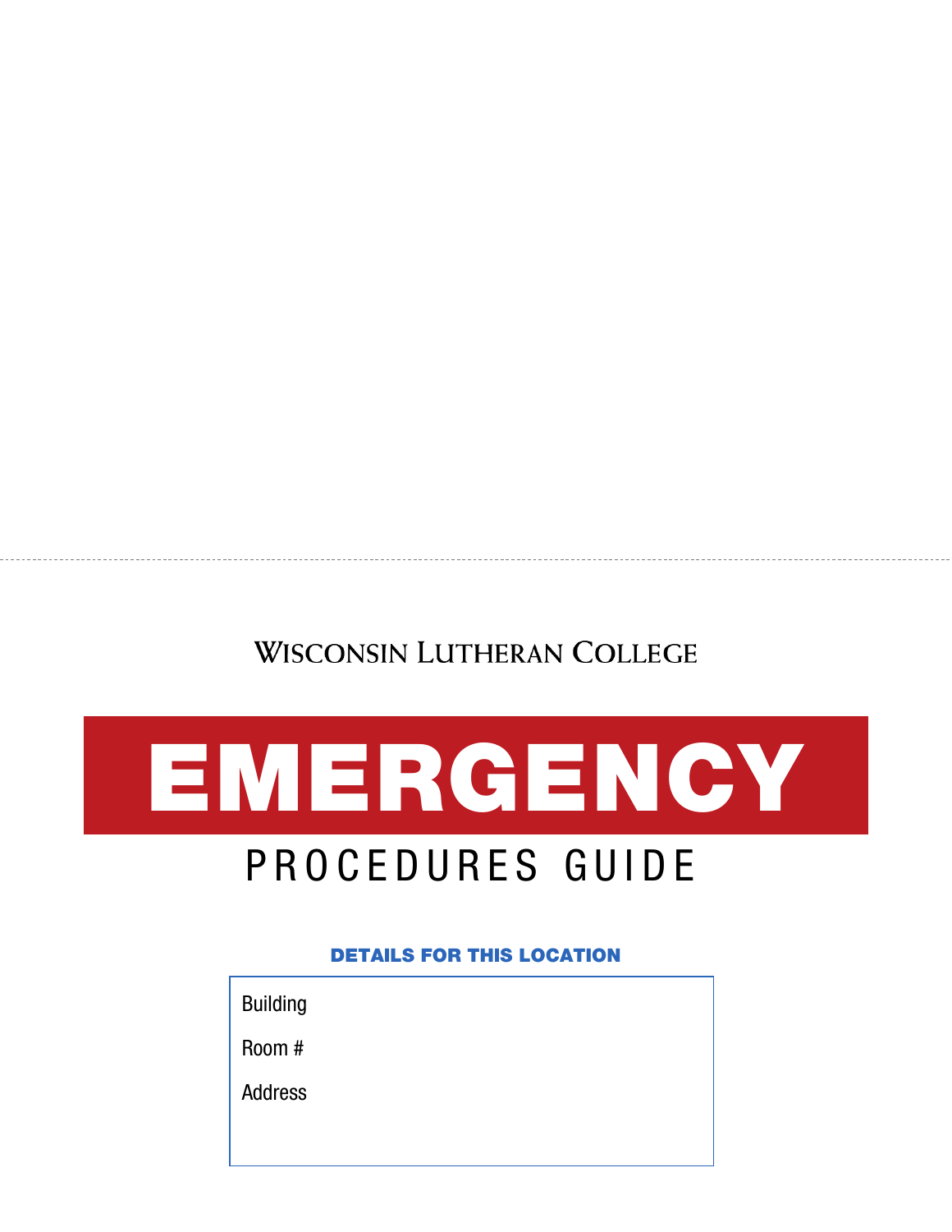Wisconsin Lutheran College

# EMERGENCY

## PROCEDURES GUIDE

**DETAILS FOR THIS LOCATION**

Building

Room #

Address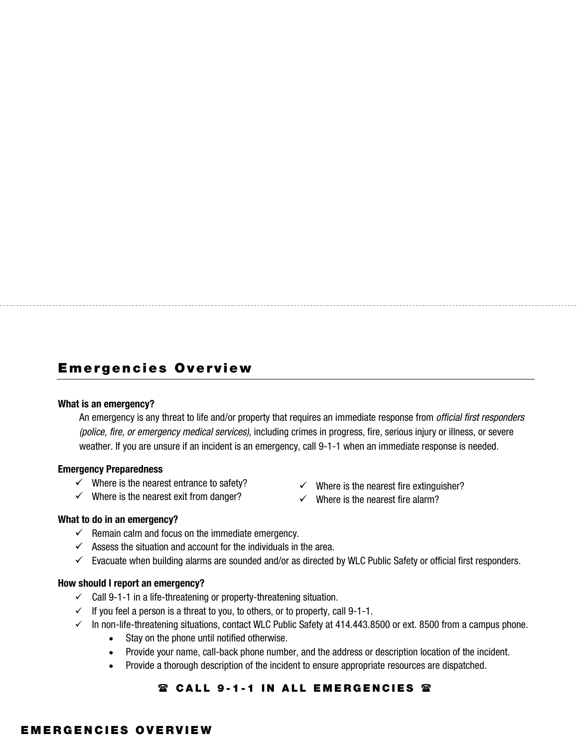## Emergencies Overview

**What is an emergency?**

An emergency is any threat to life and/or property that requires an immediate response from *official first responders (police, fire, or emergency medical services),* including crimes in progress, fire, serious injury or illness, or severe weather. If you are unsure if an incident is an emergency, call 9-1-1 when an immediate response is needed.

**Emergency Preparedness**

- ✓ Where is the nearest entrance to safety?
- ✓ Where is the nearest exit from danger?
- ✓ Where is the nearest fire extinguisher?
- ✓ Where is the nearest fire alarm?

**What to do in an emergency?**

- ✓ Remain calm and focus on the immediate emergency.
- ✓ Assess the situation and account for the individuals in the area.
- ✓ Evacuate when building alarms are sounded and/or as directed by WLC Public Safety or official first responders.

**How should I report an emergency?**

- ✓ Call 9-1-1 in a life-threatening or property-threatening situation.
- ✓ If you feel a person is a threat to you, to others, or to property, call 9-1-1.
- ✓ In non-life-threatening situations, contact WLC Public Safety at 414.443.8500 or ext. 8500 from a campus phone.
  - Stay on the phone until notified otherwise.
  - Provide your name, call-back phone number, and the address or description location of the incident.
  - Provide a thorough description of the incident to ensure appropriate resources are dispatched.

**☎ CALL 9-1-1 IN ALL EMERGENCIES ☎**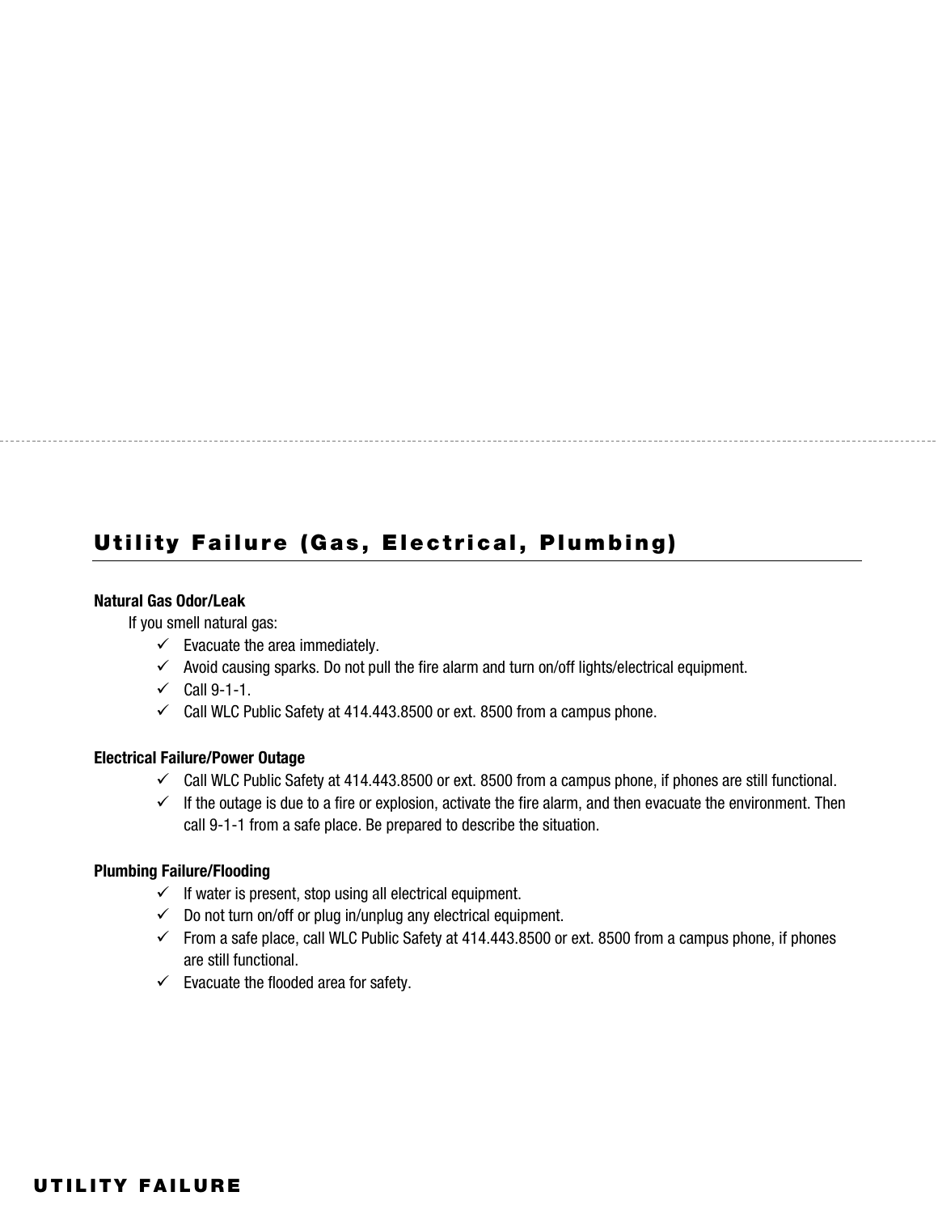## Utility Failure (Gas, Electrical, Plumbing)

**Natural Gas Odor/Leak**

If you smell natural gas:

- ✓ Evacuate the area immediately.
- ✓ Avoid causing sparks. Do not pull the fire alarm and turn on/off lights/electrical equipment.
- ✓ Call 9-1-1.
- ✓ Call WLC Public Safety at 414.443.8500 or ext. 8500 from a campus phone.

**Electrical Failure/Power Outage**

- ✓ Call WLC Public Safety at 414.443.8500 or ext. 8500 from a campus phone, if phones are still functional.
- ✓ If the outage is due to a fire or explosion, activate the fire alarm, and then evacuate the environment. Then call 9-1-1 from a safe place. Be prepared to describe the situation.

**Plumbing Failure/Flooding**

- ✓ If water is present, stop using all electrical equipment.
- ✓ Do not turn on/off or plug in/unplug any electrical equipment.
- ✓ From a safe place, call WLC Public Safety at 414.443.8500 or ext. 8500 from a campus phone, if phones are still functional.
- ✓ Evacuate the flooded area for safety.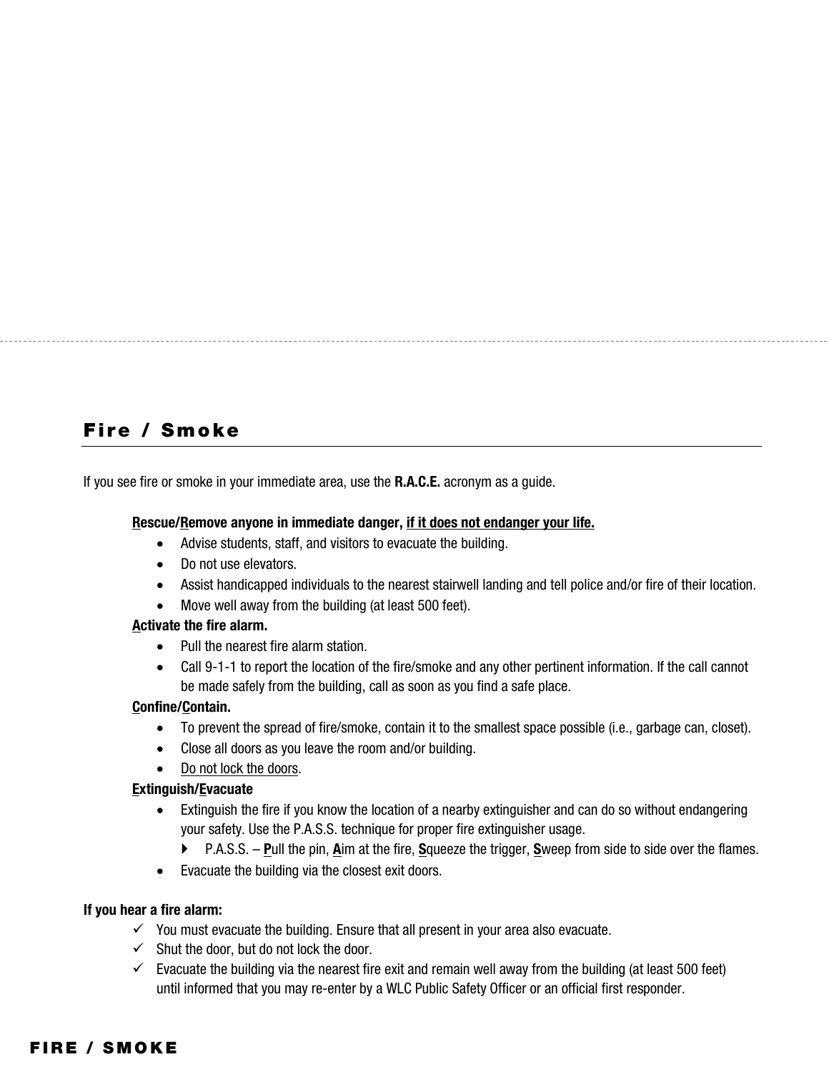## Fire / Smoke

If you see fire or smoke in your immediate area, use the **R.A.C.E.** acronym as a guide.

**R**escue/**R**emove anyone in immediate danger, **if it does not endanger your life.**

- Advise students, staff, and visitors to evacuate the building.
- Do not use elevators.
- Assist handicapped individuals to the nearest stairwell landing and tell police and/or fire of their location.
- Move well away from the building (at least 500 feet).

**A**ctivate the fire alarm.

- Pull the nearest fire alarm station.
- Call 9-1-1 to report the location of the fire/smoke and any other pertinent information. If the call cannot be made safely from the building, call as soon as you find a safe place.

**C**onfine/**C**ontain.

- To prevent the spread of fire/smoke, contain it to the smallest space possible (i.e., garbage can, closet).
- Close all doors as you leave the room and/or building.
- Do not lock the doors.

**E**xtinguish/**E**vacuate

- Extinguish the fire if you know the location of a nearby extinguisher and can do so without endangering your safety. Use the P.A.S.S. technique for proper fire extinguisher usage.
  - P.A.S.S. – **P**ull the pin, **A**im at the fire, **S**queeze the trigger, **S**weep from side to side over the flames.
- Evacuate the building via the closest exit doors.

**If you hear a fire alarm:**

- ✓ You must evacuate the building. Ensure that all present in your area also evacuate.
- ✓ Shut the door, but do not lock the door.
- ✓ Evacuate the building via the nearest fire exit and remain well away from the building (at least 500 feet) until informed that you may re-enter by a WLC Public Safety Officer or an official first responder.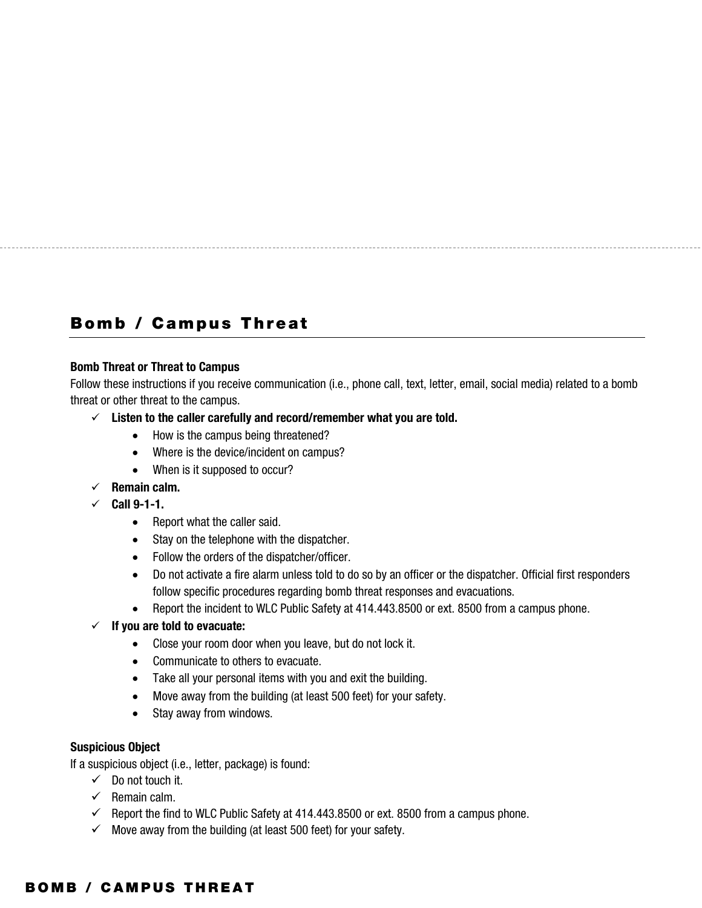# Bomb / Campus Threat

**Bomb Threat or Threat to Campus**

Follow these instructions if you receive communication (i.e., phone call, text, letter, email, social media) related to a bomb threat or other threat to the campus.

- ✓ **Listen to the caller carefully and record/remember what you are told.**
  - How is the campus being threatened?
  - Where is the device/incident on campus?
  - When is it supposed to occur?
- ✓ **Remain calm.**
- ✓ **Call 9-1-1.**
  - Report what the caller said.
  - Stay on the telephone with the dispatcher.
  - Follow the orders of the dispatcher/officer.
  - Do not activate a fire alarm unless told to do so by an officer or the dispatcher. Official first responders follow specific procedures regarding bomb threat responses and evacuations.
  - Report the incident to WLC Public Safety at 414.443.8500 or ext. 8500 from a campus phone.
- ✓ **If you are told to evacuate:**
  - Close your room door when you leave, but do not lock it.
  - Communicate to others to evacuate.
  - Take all your personal items with you and exit the building.
  - Move away from the building (at least 500 feet) for your safety.
  - Stay away from windows.

**Suspicious Object**

If a suspicious object (i.e., letter, package) is found:

- ✓ Do not touch it.
- ✓ Remain calm.
- ✓ Report the find to WLC Public Safety at 414.443.8500 or ext. 8500 from a campus phone.
- ✓ Move away from the building (at least 500 feet) for your safety.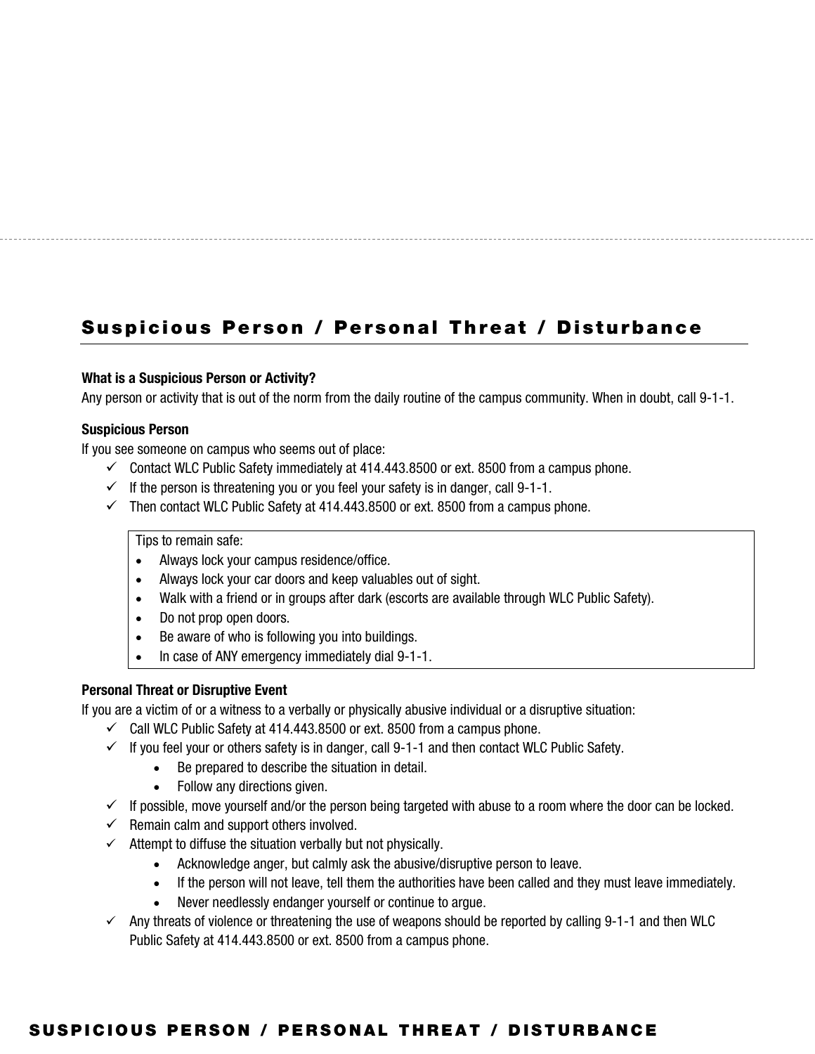## Suspicious Person / Personal Threat / Disturbance

**What is a Suspicious Person or Activity?**
Any person or activity that is out of the norm from the daily routine of the campus community. When in doubt, call 9-1-1.

**Suspicious Person**
If you see someone on campus who seems out of place:

- ✓ Contact WLC Public Safety immediately at 414.443.8500 or ext. 8500 from a campus phone.
- ✓ If the person is threatening you or you feel your safety is in danger, call 9-1-1.
- ✓ Then contact WLC Public Safety at 414.443.8500 or ext. 8500 from a campus phone.

> Tips to remain safe:
> - Always lock your campus residence/office.
> - Always lock your car doors and keep valuables out of sight.
> - Walk with a friend or in groups after dark (escorts are available through WLC Public Safety).
> - Do not prop open doors.
> - Be aware of who is following you into buildings.
> - In case of ANY emergency immediately dial 9-1-1.

**Personal Threat or Disruptive Event**
If you are a victim of or a witness to a verbally or physically abusive individual or a disruptive situation:

- ✓ Call WLC Public Safety at 414.443.8500 or ext. 8500 from a campus phone.
- ✓ If you feel your or others safety is in danger, call 9-1-1 and then contact WLC Public Safety.
  - Be prepared to describe the situation in detail.
  - Follow any directions given.
- ✓ If possible, move yourself and/or the person being targeted with abuse to a room where the door can be locked.
- ✓ Remain calm and support others involved.
- ✓ Attempt to diffuse the situation verbally but not physically.
  - Acknowledge anger, but calmly ask the abusive/disruptive person to leave.
  - If the person will not leave, tell them the authorities have been called and they must leave immediately.
  - Never needlessly endanger yourself or continue to argue.
- ✓ Any threats of violence or threatening the use of weapons should be reported by calling 9-1-1 and then WLC Public Safety at 414.443.8500 or ext. 8500 from a campus phone.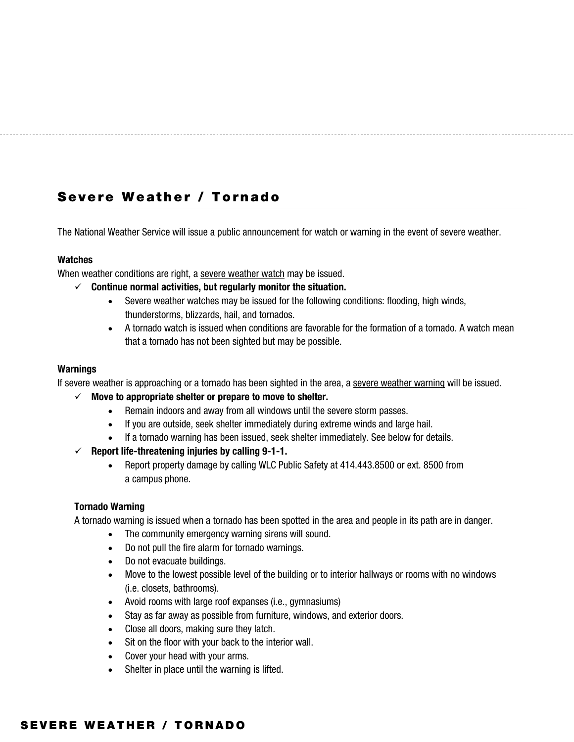## Severe Weather / Tornado

The National Weather Service will issue a public announcement for watch or warning in the event of severe weather.

**Watches**

When weather conditions are right, a severe weather watch may be issued.

- ✓ **Continue normal activities, but regularly monitor the situation.**
  - Severe weather watches may be issued for the following conditions: flooding, high winds, thunderstorms, blizzards, hail, and tornados.
  - A tornado watch is issued when conditions are favorable for the formation of a tornado. A watch mean that a tornado has not been sighted but may be possible.

**Warnings**

If severe weather is approaching or a tornado has been sighted in the area, a severe weather warning will be issued.

- ✓ **Move to appropriate shelter or prepare to move to shelter.**
  - Remain indoors and away from all windows until the severe storm passes.
  - If you are outside, seek shelter immediately during extreme winds and large hail.
  - If a tornado warning has been issued, seek shelter immediately. See below for details.
- ✓ **Report life-threatening injuries by calling 9-1-1.**
  - Report property damage by calling WLC Public Safety at 414.443.8500 or ext. 8500 from a campus phone.

**Tornado Warning**

A tornado warning is issued when a tornado has been spotted in the area and people in its path are in danger.

- The community emergency warning sirens will sound.
- Do not pull the fire alarm for tornado warnings.
- Do not evacuate buildings.
- Move to the lowest possible level of the building or to interior hallways or rooms with no windows (i.e. closets, bathrooms).
- Avoid rooms with large roof expanses (i.e., gymnasiums)
- Stay as far away as possible from furniture, windows, and exterior doors.
- Close all doors, making sure they latch.
- Sit on the floor with your back to the interior wall.
- Cover your head with your arms.
- Shelter in place until the warning is lifted.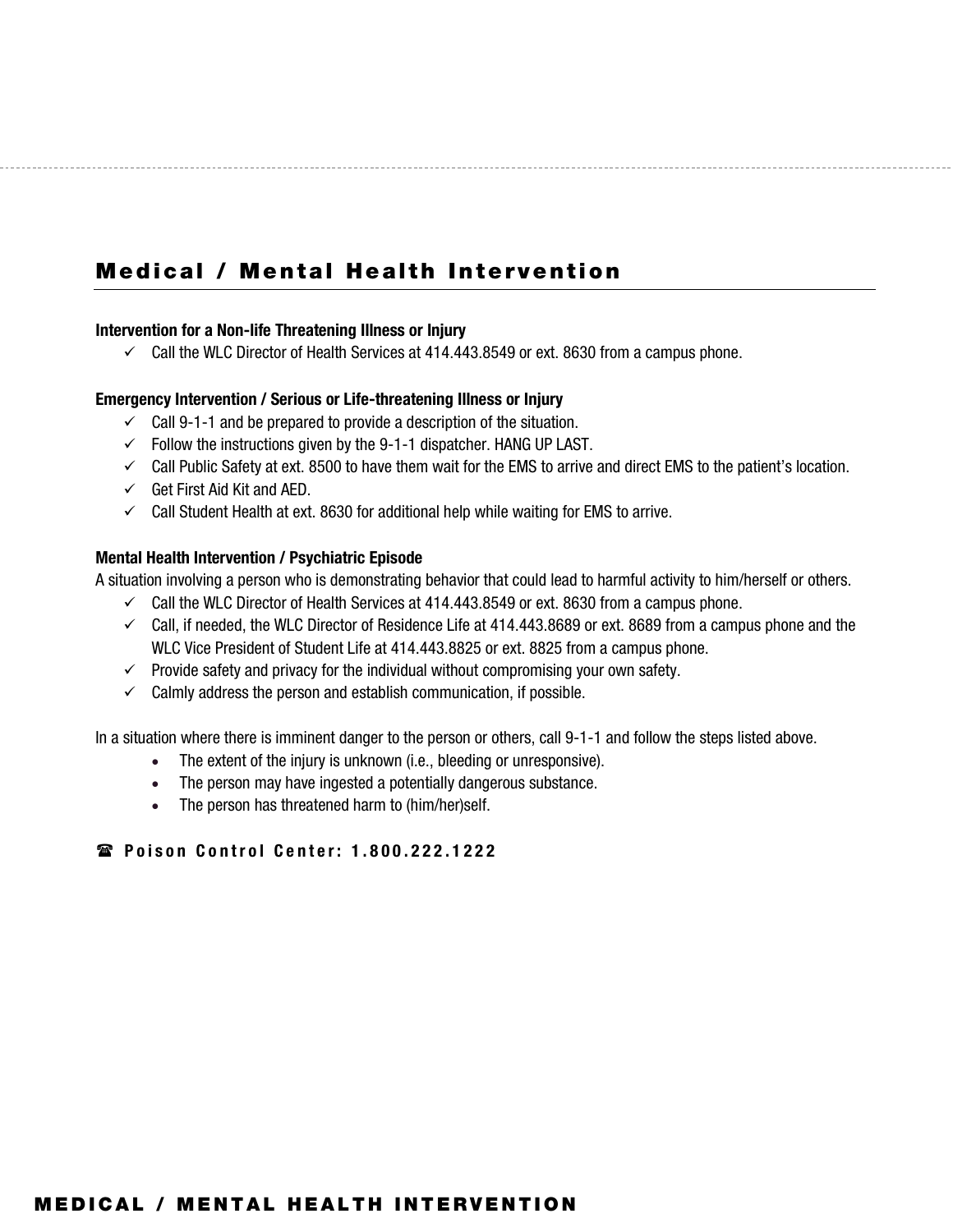## Medical / Mental Health Intervention

**Intervention for a Non-life Threatening Illness or Injury**

- ✓ Call the WLC Director of Health Services at 414.443.8549 or ext. 8630 from a campus phone.

**Emergency Intervention / Serious or Life-threatening Illness or Injury**

- ✓ Call 9-1-1 and be prepared to provide a description of the situation.
- ✓ Follow the instructions given by the 9-1-1 dispatcher. HANG UP LAST.
- ✓ Call Public Safety at ext. 8500 to have them wait for the EMS to arrive and direct EMS to the patient's location.
- ✓ Get First Aid Kit and AED.
- ✓ Call Student Health at ext. 8630 for additional help while waiting for EMS to arrive.

**Mental Health Intervention / Psychiatric Episode**

A situation involving a person who is demonstrating behavior that could lead to harmful activity to him/herself or others.

- ✓ Call the WLC Director of Health Services at 414.443.8549 or ext. 8630 from a campus phone.
- ✓ Call, if needed, the WLC Director of Residence Life at 414.443.8689 or ext. 8689 from a campus phone and the WLC Vice President of Student Life at 414.443.8825 or ext. 8825 from a campus phone.
- ✓ Provide safety and privacy for the individual without compromising your own safety.
- ✓ Calmly address the person and establish communication, if possible.

In a situation where there is imminent danger to the person or others, call 9-1-1 and follow the steps listed above.

- The extent of the injury is unknown (i.e., bleeding or unresponsive).
- The person may have ingested a potentially dangerous substance.
- The person has threatened harm to (him/her)self.

**☎ Poison Control Center: 1.800.222.1222**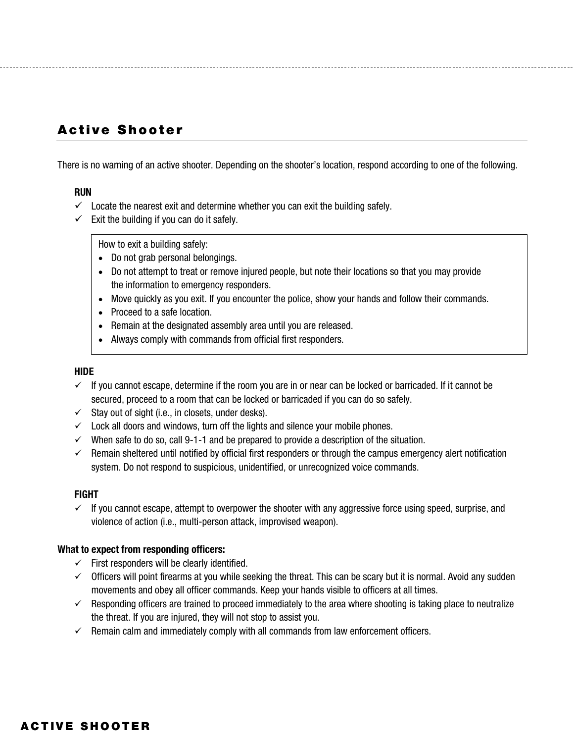## Active Shooter

There is no warning of an active shooter. Depending on the shooter's location, respond according to one of the following.

**RUN**

- ✓ Locate the nearest exit and determine whether you can exit the building safely.
- ✓ Exit the building if you can do it safely.

> How to exit a building safely:
> - Do not grab personal belongings.
> - Do not attempt to treat or remove injured people, but note their locations so that you may provide the information to emergency responders.
> - Move quickly as you exit. If you encounter the police, show your hands and follow their commands.
> - Proceed to a safe location.
> - Remain at the designated assembly area until you are released.
> - Always comply with commands from official first responders.

**HIDE**

- ✓ If you cannot escape, determine if the room you are in or near can be locked or barricaded. If it cannot be secured, proceed to a room that can be locked or barricaded if you can do so safely.
- ✓ Stay out of sight (i.e., in closets, under desks).
- ✓ Lock all doors and windows, turn off the lights and silence your mobile phones.
- ✓ When safe to do so, call 9-1-1 and be prepared to provide a description of the situation.
- ✓ Remain sheltered until notified by official first responders or through the campus emergency alert notification system. Do not respond to suspicious, unidentified, or unrecognized voice commands.

**FIGHT**

- ✓ If you cannot escape, attempt to overpower the shooter with any aggressive force using speed, surprise, and violence of action (i.e., multi-person attack, improvised weapon).

**What to expect from responding officers:**

- ✓ First responders will be clearly identified.
- ✓ Officers will point firearms at you while seeking the threat. This can be scary but it is normal. Avoid any sudden movements and obey all officer commands. Keep your hands visible to officers at all times.
- ✓ Responding officers are trained to proceed immediately to the area where shooting is taking place to neutralize the threat. If you are injured, they will not stop to assist you.
- ✓ Remain calm and immediately comply with all commands from law enforcement officers.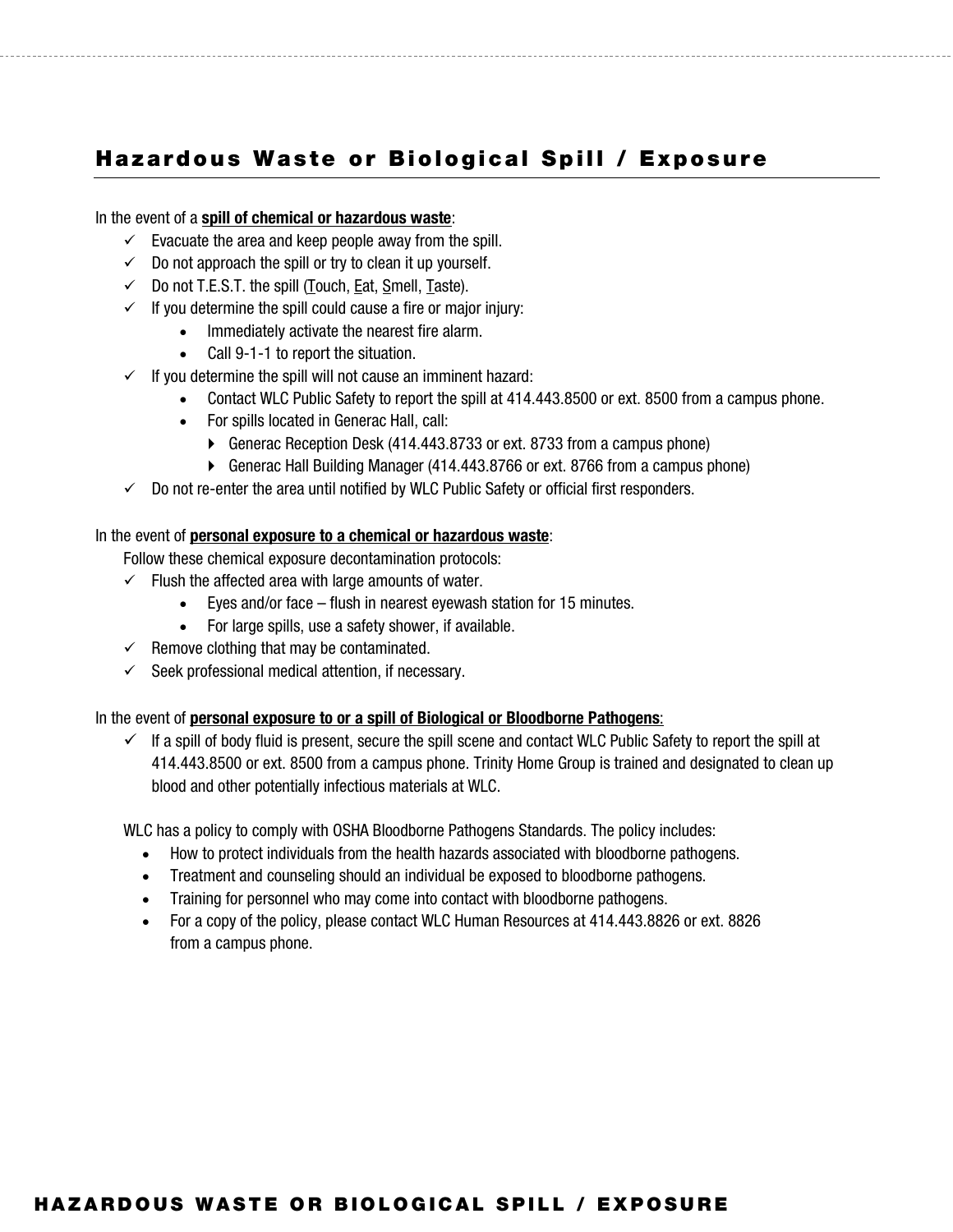## Hazardous Waste or Biological Spill / Exposure

In the event of a **spill of chemical or hazardous waste**:

- ✓ Evacuate the area and keep people away from the spill.
- ✓ Do not approach the spill or try to clean it up yourself.
- ✓ Do not T.E.S.T. the spill (Touch, Eat, Smell, Taste).
- ✓ If you determine the spill could cause a fire or major injury:
  - Immediately activate the nearest fire alarm.
  - Call 9-1-1 to report the situation.
- ✓ If you determine the spill will not cause an imminent hazard:
  - Contact WLC Public Safety to report the spill at 414.443.8500 or ext. 8500 from a campus phone.
  - For spills located in Generac Hall, call:
    - Generac Reception Desk (414.443.8733 or ext. 8733 from a campus phone)
    - Generac Hall Building Manager (414.443.8766 or ext. 8766 from a campus phone)
- ✓ Do not re-enter the area until notified by WLC Public Safety or official first responders.

In the event of **personal exposure to a chemical or hazardous waste**:

Follow these chemical exposure decontamination protocols:

- ✓ Flush the affected area with large amounts of water.
  - Eyes and/or face – flush in nearest eyewash station for 15 minutes.
  - For large spills, use a safety shower, if available.
- ✓ Remove clothing that may be contaminated.
- ✓ Seek professional medical attention, if necessary.

In the event of **personal exposure to or a spill of Biological or Bloodborne Pathogens**:

- ✓ If a spill of body fluid is present, secure the spill scene and contact WLC Public Safety to report the spill at 414.443.8500 or ext. 8500 from a campus phone. Trinity Home Group is trained and designated to clean up blood and other potentially infectious materials at WLC.

WLC has a policy to comply with OSHA Bloodborne Pathogens Standards. The policy includes:

- How to protect individuals from the health hazards associated with bloodborne pathogens.
- Treatment and counseling should an individual be exposed to bloodborne pathogens.
- Training for personnel who may come into contact with bloodborne pathogens.
- For a copy of the policy, please contact WLC Human Resources at 414.443.8826 or ext. 8826 from a campus phone.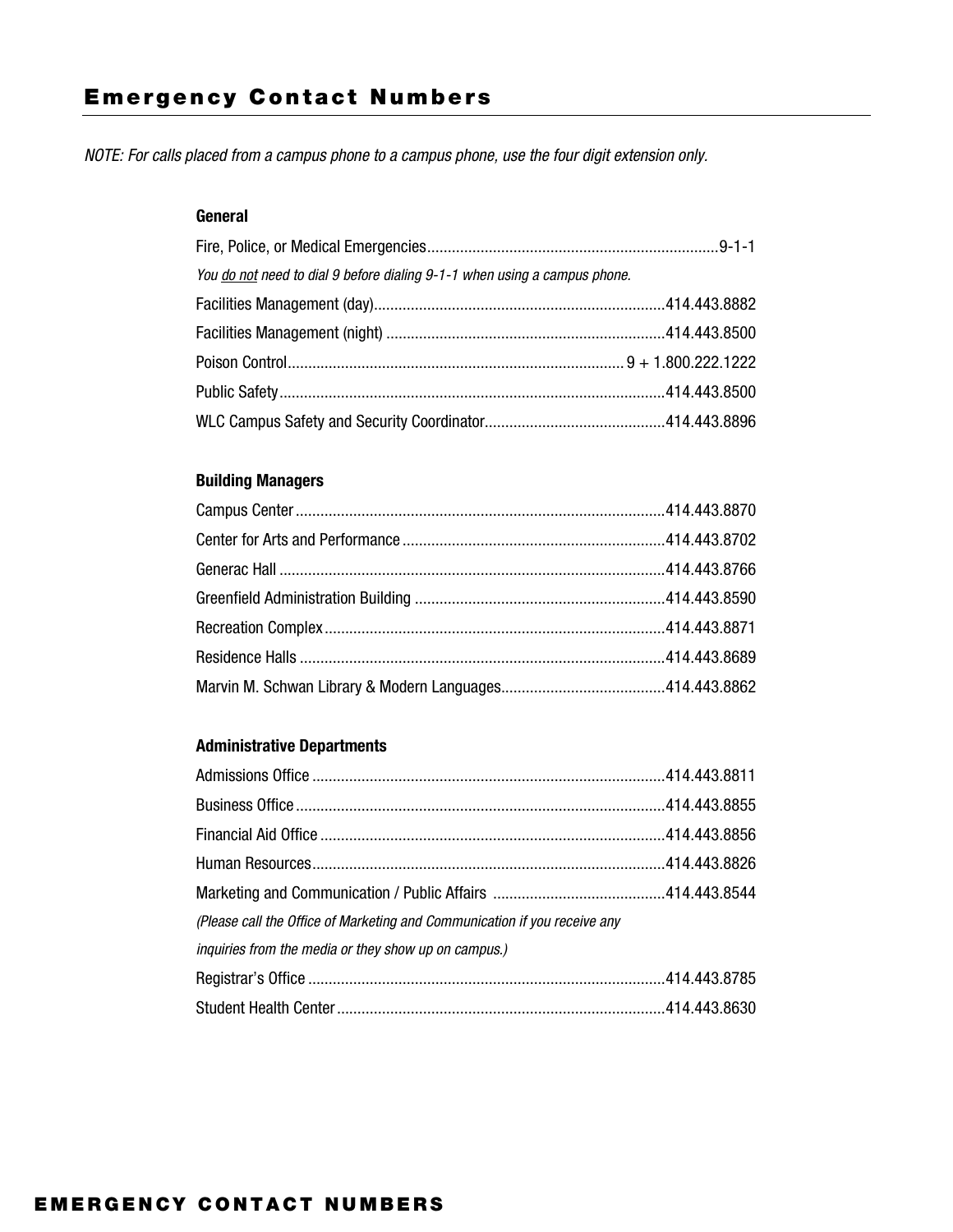## Emergency Contact Numbers

*NOTE: For calls placed from a campus phone to a campus phone, use the four digit extension only.*

### General

| | |
|---|---|
| Fire, Police, or Medical Emergencies | 9-1-1 |
| *You do not need to dial 9 before dialing 9-1-1 when using a campus phone.* | |
| Facilities Management (day) | 414.443.8882 |
| Facilities Management (night) | 414.443.8500 |
| Poison Control | 9 + 1.800.222.1222 |
| Public Safety | 414.443.8500 |
| WLC Campus Safety and Security Coordinator | 414.443.8896 |

### Building Managers

| | |
|---|---|
| Campus Center | 414.443.8870 |
| Center for Arts and Performance | 414.443.8702 |
| Generac Hall | 414.443.8766 |
| Greenfield Administration Building | 414.443.8590 |
| Recreation Complex | 414.443.8871 |
| Residence Halls | 414.443.8689 |
| Marvin M. Schwan Library & Modern Languages | 414.443.8862 |

### Administrative Departments

| | |
|---|---|
| Admissions Office | 414.443.8811 |
| Business Office | 414.443.8855 |
| Financial Aid Office | 414.443.8856 |
| Human Resources | 414.443.8826 |
| Marketing and Communication / Public Affairs | 414.443.8544 |
| *(Please call the Office of Marketing and Communication if you receive any inquiries from the media or they show up on campus.)* | |
| Registrar's Office | 414.443.8785 |
| Student Health Center | 414.443.8630 |